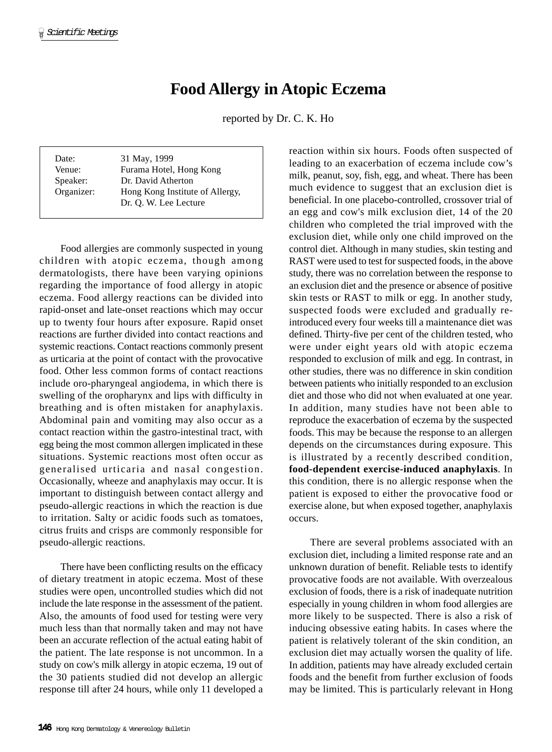# Food Allergy in Atopic Eczema

reported by Dr. C. K. Ho

| | |
|---|---|
| Date: | 31 May, 1999 |
| Venue: | Furama Hotel, Hong Kong |
| Speaker: | Dr. David Atherton |
| Organizer: | Hong Kong Institute of Allergy, Dr. Q. W. Lee Lecture |

Food allergies are commonly suspected in young children with atopic eczema, though among dermatologists, there have been varying opinions regarding the importance of food allergy in atopic eczema. Food allergy reactions can be divided into rapid-onset and late-onset reactions which may occur up to twenty four hours after exposure. Rapid onset reactions are further divided into contact reactions and systemic reactions. Contact reactions commonly present as urticaria at the point of contact with the provocative food. Other less common forms of contact reactions include oro-pharyngeal angiodema, in which there is swelling of the oropharynx and lips with difficulty in breathing and is often mistaken for anaphylaxis. Abdominal pain and vomiting may also occur as a contact reaction within the gastro-intestinal tract, with egg being the most common allergen implicated in these situations. Systemic reactions most often occur as generalised urticaria and nasal congestion. Occasionally, wheeze and anaphylaxis may occur. It is important to distinguish between contact allergy and pseudo-allergic reactions in which the reaction is due to irritation. Salty or acidic foods such as tomatoes, citrus fruits and crisps are commonly responsible for pseudo-allergic reactions.

There have been conflicting results on the efficacy of dietary treatment in atopic eczema. Most of these studies were open, uncontrolled studies which did not include the late response in the assessment of the patient. Also, the amounts of food used for testing were very much less than that normally taken and may not have been an accurate reflection of the actual eating habit of the patient. The late response is not uncommon. In a study on cow's milk allergy in atopic eczema, 19 out of the 30 patients studied did not develop an allergic response till after 24 hours, while only 11 developed a reaction within six hours. Foods often suspected of leading to an exacerbation of eczema include cow's milk, peanut, soy, fish, egg, and wheat. There has been much evidence to suggest that an exclusion diet is beneficial. In one placebo-controlled, crossover trial of an egg and cow's milk exclusion diet, 14 of the 20 children who completed the trial improved with the exclusion diet, while only one child improved on the control diet. Although in many studies, skin testing and RAST were used to test for suspected foods, in the above study, there was no correlation between the response to an exclusion diet and the presence or absence of positive skin tests or RAST to milk or egg. In another study, suspected foods were excluded and gradually re-introduced every four weeks till a maintenance diet was defined. Thirty-five per cent of the children tested, who were under eight years old with atopic eczema responded to exclusion of milk and egg. In contrast, in other studies, there was no difference in skin condition between patients who initially responded to an exclusion diet and those who did not when evaluated at one year. In addition, many studies have not been able to reproduce the exacerbation of eczema by the suspected foods. This may be because the response to an allergen depends on the circumstances during exposure. This is illustrated by a recently described condition, **food-dependent exercise-induced anaphylaxis**. In this condition, there is no allergic response when the patient is exposed to either the provocative food or exercise alone, but when exposed together, anaphylaxis occurs.

There are several problems associated with an exclusion diet, including a limited response rate and an unknown duration of benefit. Reliable tests to identify provocative foods are not available. With overzealous exclusion of foods, there is a risk of inadequate nutrition especially in young children in whom food allergies are more likely to be suspected. There is also a risk of inducing obsessive eating habits. In cases where the patient is relatively tolerant of the skin condition, an exclusion diet may actually worsen the quality of life. In addition, patients may have already excluded certain foods and the benefit from further exclusion of foods may be limited. This is particularly relevant in Hong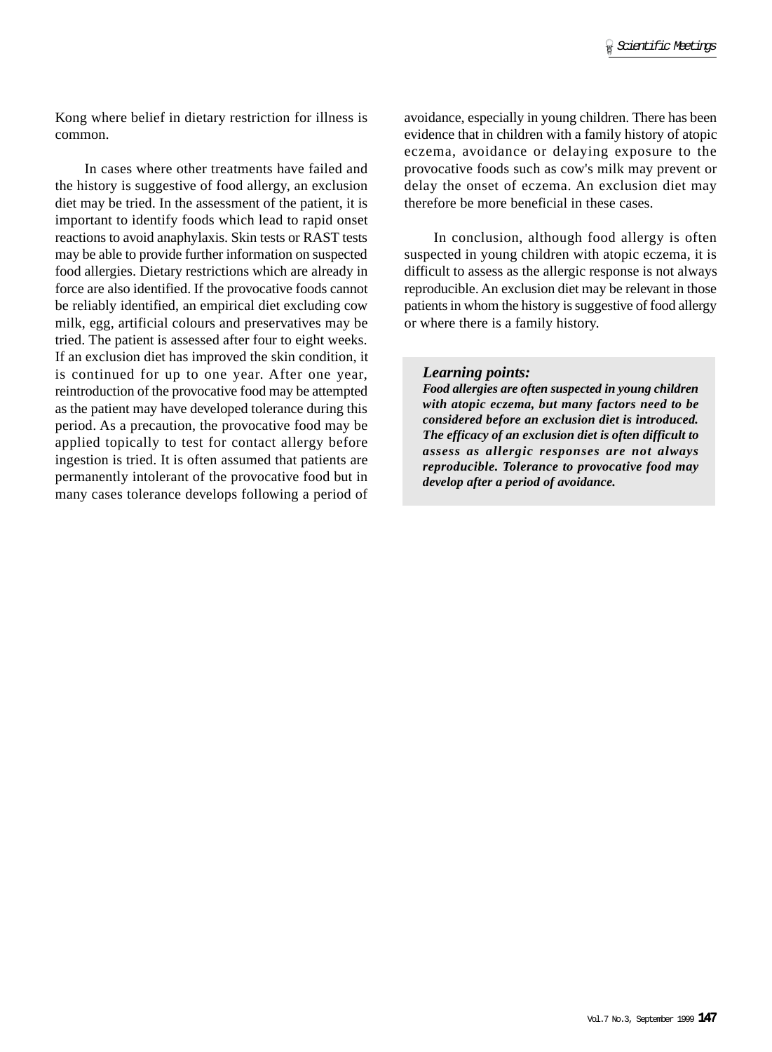Kong where belief in dietary restriction for illness is common.

In cases where other treatments have failed and the history is suggestive of food allergy, an exclusion diet may be tried. In the assessment of the patient, it is important to identify foods which lead to rapid onset reactions to avoid anaphylaxis. Skin tests or RAST tests may be able to provide further information on suspected food allergies. Dietary restrictions which are already in force are also identified. If the provocative foods cannot be reliably identified, an empirical diet excluding cow milk, egg, artificial colours and preservatives may be tried. The patient is assessed after four to eight weeks. If an exclusion diet has improved the skin condition, it is continued for up to one year. After one year, reintroduction of the provocative food may be attempted as the patient may have developed tolerance during this period. As a precaution, the provocative food may be applied topically to test for contact allergy before ingestion is tried. It is often assumed that patients are permanently intolerant of the provocative food but in many cases tolerance develops following a period of avoidance, especially in young children. There has been evidence that in children with a family history of atopic eczema, avoidance or delaying exposure to the provocative foods such as cow's milk may prevent or delay the onset of eczema. An exclusion diet may therefore be more beneficial in these cases.

In conclusion, although food allergy is often suspected in young children with atopic eczema, it is difficult to assess as the allergic response is not always reproducible. An exclusion diet may be relevant in those patients in whom the history is suggestive of food allergy or where there is a family history.

***Learning points:***

***Food allergies are often suspected in young children with atopic eczema, but many factors need to be considered before an exclusion diet is introduced. The efficacy of an exclusion diet is often difficult to assess as allergic responses are not always reproducible. Tolerance to provocative food may develop after a period of avoidance.***